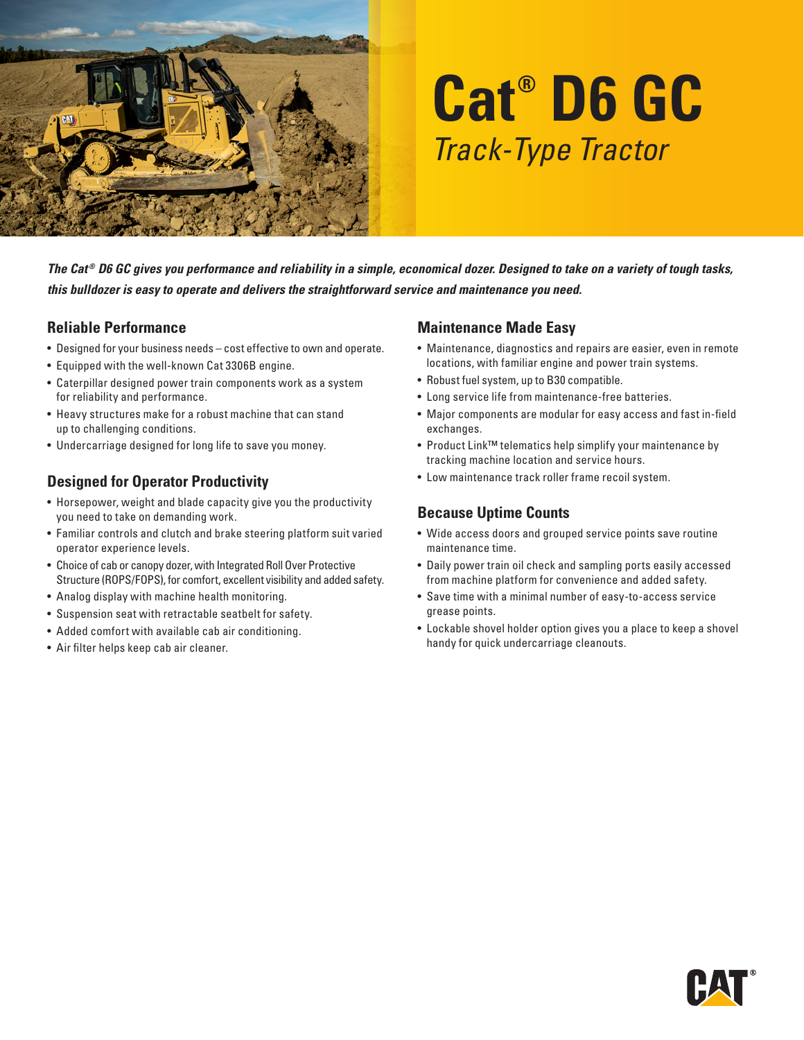# Cat® D6 GC

*Track-Type Tractor*

***The Cat® D6 GC gives you performance and reliability in a simple, economical dozer. Designed to take on a variety of tough tasks, this bulldozer is easy to operate and delivers the straightforward service and maintenance you need.***

## Reliable Performance

- Designed for your business needs – cost effective to own and operate.
- Equipped with the well-known Cat 3306B engine.
- Caterpillar designed power train components work as a system for reliability and performance.
- Heavy structures make for a robust machine that can stand up to challenging conditions.
- Undercarriage designed for long life to save you money.

## Designed for Operator Productivity

- Horsepower, weight and blade capacity give you the productivity you need to take on demanding work.
- Familiar controls and clutch and brake steering platform suit varied operator experience levels.
- Choice of cab or canopy dozer, with Integrated Roll Over Protective Structure (ROPS/FOPS), for comfort, excellent visibility and added safety.
- Analog display with machine health monitoring.
- Suspension seat with retractable seatbelt for safety.
- Added comfort with available cab air conditioning.
- Air filter helps keep cab air cleaner.

## Maintenance Made Easy

- Maintenance, diagnostics and repairs are easier, even in remote locations, with familiar engine and power train systems.
- Robust fuel system, up to B30 compatible.
- Long service life from maintenance-free batteries.
- Major components are modular for easy access and fast in-field exchanges.
- Product Link™ telematics help simplify your maintenance by tracking machine location and service hours.
- Low maintenance track roller frame recoil system.

## Because Uptime Counts

- Wide access doors and grouped service points save routine maintenance time.
- Daily power train oil check and sampling ports easily accessed from machine platform for convenience and added safety.
- Save time with a minimal number of easy-to-access service grease points.
- Lockable shovel holder option gives you a place to keep a shovel handy for quick undercarriage cleanouts.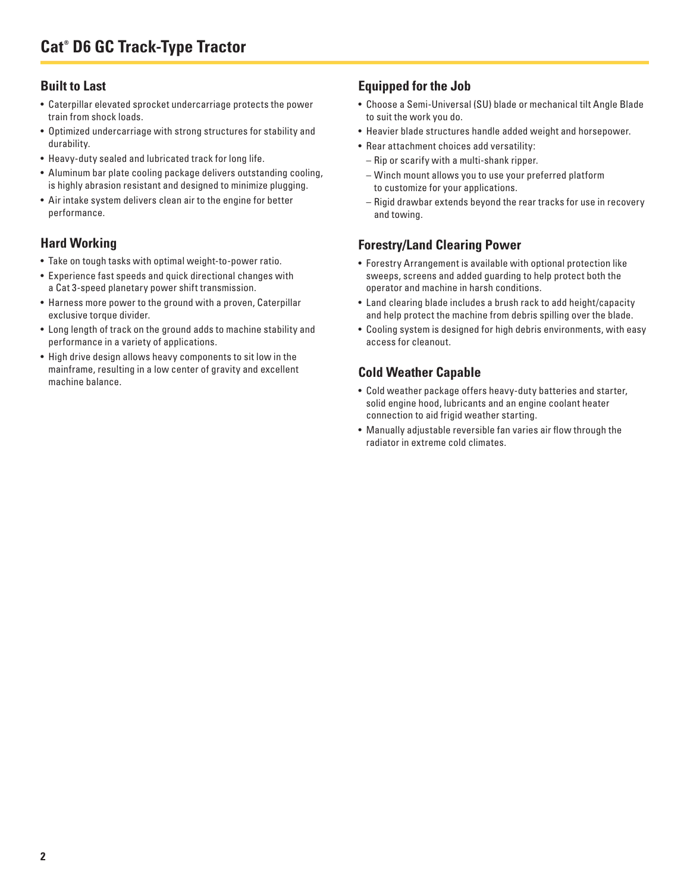# Cat® D6 GC Track-Type Tractor

## Built to Last

- Caterpillar elevated sprocket undercarriage protects the power train from shock loads.
- Optimized undercarriage with strong structures for stability and durability.
- Heavy-duty sealed and lubricated track for long life.
- Aluminum bar plate cooling package delivers outstanding cooling, is highly abrasion resistant and designed to minimize plugging.
- Air intake system delivers clean air to the engine for better performance.

## Hard Working

- Take on tough tasks with optimal weight-to-power ratio.
- Experience fast speeds and quick directional changes with a Cat 3-speed planetary power shift transmission.
- Harness more power to the ground with a proven, Caterpillar exclusive torque divider.
- Long length of track on the ground adds to machine stability and performance in a variety of applications.
- High drive design allows heavy components to sit low in the mainframe, resulting in a low center of gravity and excellent machine balance.

## Equipped for the Job

- Choose a Semi-Universal (SU) blade or mechanical tilt Angle Blade to suit the work you do.
- Heavier blade structures handle added weight and horsepower.
- Rear attachment choices add versatility:
  - Rip or scarify with a multi-shank ripper.
  - Winch mount allows you to use your preferred platform to customize for your applications.
  - Rigid drawbar extends beyond the rear tracks for use in recovery and towing.

## Forestry/Land Clearing Power

- Forestry Arrangement is available with optional protection like sweeps, screens and added guarding to help protect both the operator and machine in harsh conditions.
- Land clearing blade includes a brush rack to add height/capacity and help protect the machine from debris spilling over the blade.
- Cooling system is designed for high debris environments, with easy access for cleanout.

## Cold Weather Capable

- Cold weather package offers heavy-duty batteries and starter, solid engine hood, lubricants and an engine coolant heater connection to aid frigid weather starting.
- Manually adjustable reversible fan varies air flow through the radiator in extreme cold climates.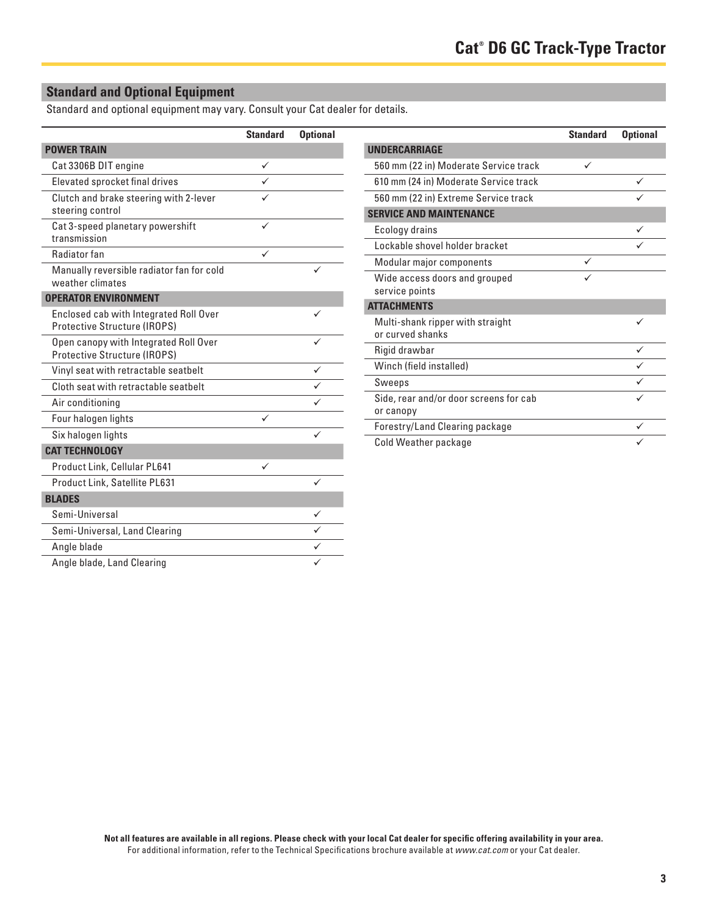## Standard and Optional Equipment

Standard and optional equipment may vary. Consult your Cat dealer for details.

| | Standard | Optional |
|---|---|---|
| **POWER TRAIN** | | |
| Cat 3306B DIT engine | ✓ | |
| Elevated sprocket final drives | ✓ | |
| Clutch and brake steering with 2-lever steering control | ✓ | |
| Cat 3-speed planetary powershift transmission | ✓ | |
| Radiator fan | ✓ | |
| Manually reversible radiator fan for cold weather climates | | ✓ |
| **OPERATOR ENVIRONMENT** | | |
| Enclosed cab with Integrated Roll Over Protective Structure (IROPS) | | ✓ |
| Open canopy with Integrated Roll Over Protective Structure (IROPS) | | ✓ |
| Vinyl seat with retractable seatbelt | | ✓ |
| Cloth seat with retractable seatbelt | | ✓ |
| Air conditioning | | ✓ |
| Four halogen lights | ✓ | |
| Six halogen lights | | ✓ |
| **CAT TECHNOLOGY** | | |
| Product Link, Cellular PL641 | ✓ | |
| Product Link, Satellite PL631 | | ✓ |
| **BLADES** | | |
| Semi-Universal | | ✓ |
| Semi-Universal, Land Clearing | | ✓ |
| Angle blade | | ✓ |
| Angle blade, Land Clearing | | ✓ |

| | Standard | Optional |
|---|---|---|
| **UNDERCARRIAGE** | | |
| 560 mm (22 in) Moderate Service track | ✓ | |
| 610 mm (24 in) Moderate Service track | | ✓ |
| 560 mm (22 in) Extreme Service track | | ✓ |
| **SERVICE AND MAINTENANCE** | | |
| Ecology drains | | ✓ |
| Lockable shovel holder bracket | | ✓ |
| Modular major components | ✓ | |
| Wide access doors and grouped service points | ✓ | |
| **ATTACHMENTS** | | |
| Multi-shank ripper with straight or curved shanks | | ✓ |
| Rigid drawbar | | ✓ |
| Winch (field installed) | | ✓ |
| Sweeps | | ✓ |
| Side, rear and/or door screens for cab or canopy | | ✓ |
| Forestry/Land Clearing package | | ✓ |
| Cold Weather package | | ✓ |

**Not all features are available in all regions. Please check with your local Cat dealer for specific offering availability in your area.**
For additional information, refer to the Technical Specifications brochure available at *www.cat.com* or your Cat dealer.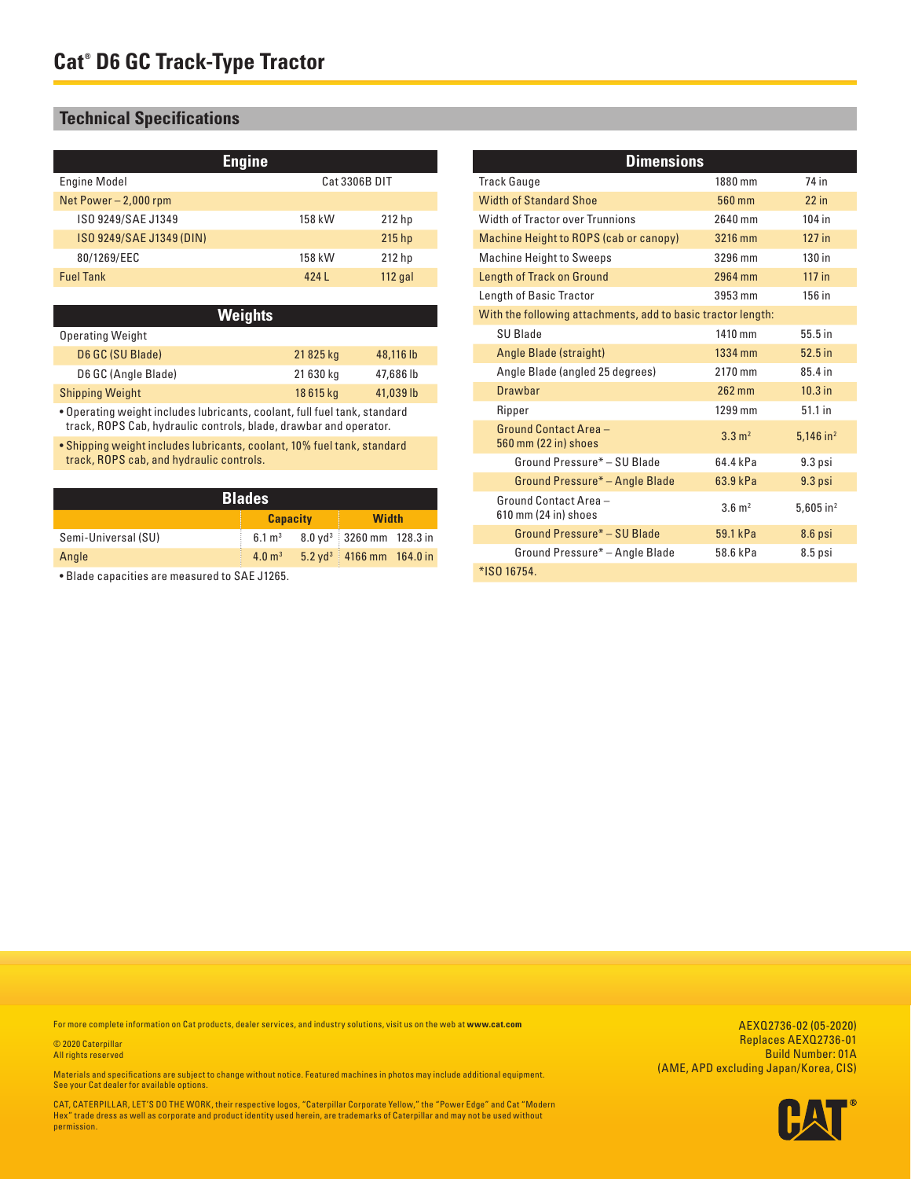# Cat® D6 GC Track-Type Tractor

## Technical Specifications

| Engine | | |
|---|---|---|
| Engine Model | Cat 3306B DIT | |
| Net Power – 2,000 rpm | | |
| ISO 9249/SAE J1349 | 158 kW | 212 hp |
| ISO 9249/SAE J1349 (DIN) | | 215 hp |
| 80/1269/EEC | 158 kW | 212 hp |
| Fuel Tank | 424 L | 112 gal |

| Weights | | |
|---|---|---|
| Operating Weight | | |
| D6 GC (SU Blade) | 21 825 kg | 48,116 lb |
| D6 GC (Angle Blade) | 21 630 kg | 47,686 lb |
| Shipping Weight | 18 615 kg | 41,039 lb |

- Operating weight includes lubricants, coolant, full fuel tank, standard track, ROPS Cab, hydraulic controls, blade, drawbar and operator.
- Shipping weight includes lubricants, coolant, 10% fuel tank, standard track, ROPS cab, and hydraulic controls.

| Blades | Capacity | | Width | |
|---|---|---|---|---|
| Semi-Universal (SU) | 6.1 $m^3$ | 8.0 $yd^3$ | 3260 mm | 128.3 in |
| Angle | 4.0 $m^3$ | 5.2 $yd^3$ | 4166 mm | 164.0 in |

- Blade capacities are measured to SAE J1265.

| Dimensions | | |
|---|---|---|
| Track Gauge | 1880 mm | 74 in |
| Width of Standard Shoe | 560 mm | 22 in |
| Width of Tractor over Trunnions | 2640 mm | 104 in |
| Machine Height to ROPS (cab or canopy) | 3216 mm | 127 in |
| Machine Height to Sweeps | 3296 mm | 130 in |
| Length of Track on Ground | 2964 mm | 117 in |
| Length of Basic Tractor | 3953 mm | 156 in |
| With the following attachments, add to basic tractor length: | | |
| SU Blade | 1410 mm | 55.5 in |
| Angle Blade (straight) | 1334 mm | 52.5 in |
| Angle Blade (angled 25 degrees) | 2170 mm | 85.4 in |
| Drawbar | 262 mm | 10.3 in |
| Ripper | 1299 mm | 51.1 in |
| Ground Contact Area – 560 mm (22 in) shoes | 3.3 $m^2$ | 5,146 $in^2$ |
| Ground Pressure* – SU Blade | 64.4 kPa | 9.3 psi |
| Ground Pressure* – Angle Blade | 63.9 kPa | 9.3 psi |
| Ground Contact Area – 610 mm (24 in) shoes | 3.6 $m^2$ | 5,605 $in^2$ |
| Ground Pressure* – SU Blade | 59.1 kPa | 8.6 psi |
| Ground Pressure* – Angle Blade | 58.6 kPa | 8.5 psi |

*ISO 16754.

For more complete information on Cat products, dealer services, and industry solutions, visit us on the web at **www.cat.com**

© 2020 Caterpillar
All rights reserved

Materials and specifications are subject to change without notice. Featured machines in photos may include additional equipment. See your Cat dealer for available options.

CAT, CATERPILLAR, LET'S DO THE WORK, their respective logos, "Caterpillar Corporate Yellow," the "Power Edge" and Cat "Modern Hex" trade dress as well as corporate and product identity used herein, are trademarks of Caterpillar and may not be used without permission.

AEXQ2736-02 (05-2020)
Replaces AEXQ2736-01
Build Number: 01A
(AME, APD excluding Japan/Korea, CIS)